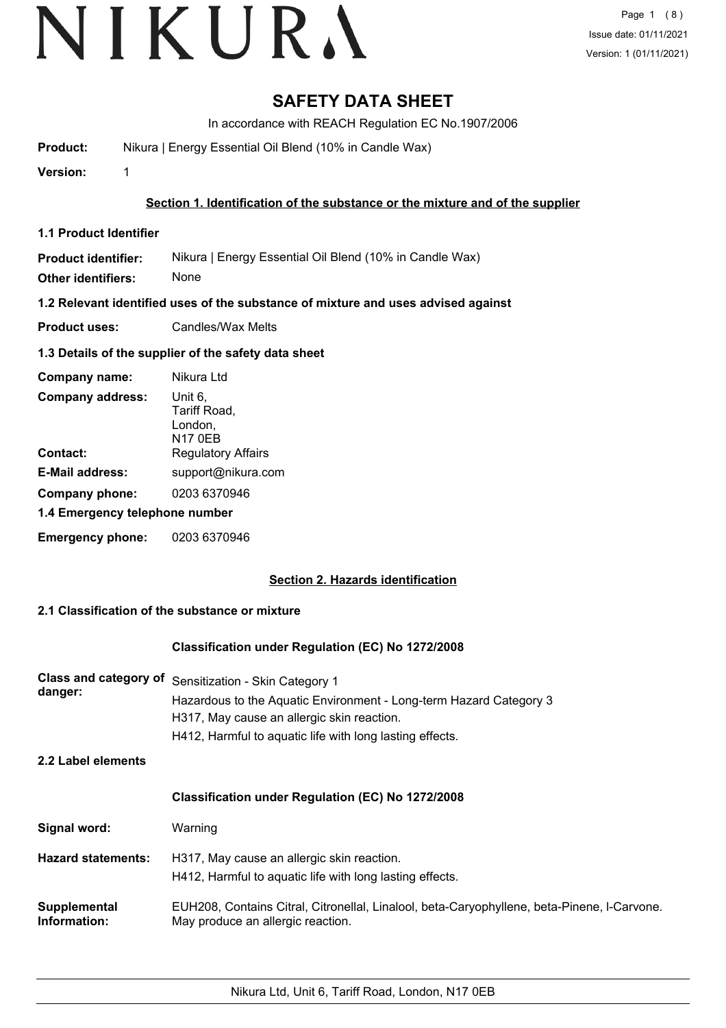# SAFETY DATA SHEET

In accordance with REACH Regulation EC No.1907/2006

**Product:** Nikura | Energy Essential Oil Blend (10% in Candle Wax)

**Version:** 1

## Section 1. Identification of the substance or the mixture and of the supplier

### 1.1 Product Identifier

**Product identifier:** Nikura | Energy Essential Oil Blend (10% in Candle Wax)

**Other identifiers:** None

### 1.2 Relevant identified uses of the substance of mixture and uses advised against

**Product uses:** Candles/Wax Melts

### 1.3 Details of the supplier of the safety data sheet

**Company name:** Nikura Ltd

**Company address:** Unit 6, Tariff Road, London, N17 0EB

**Contact:** Regulatory Affairs

**E-Mail address:** support@nikura.com

**Company phone:** 0203 6370946

### 1.4 Emergency telephone number

**Emergency phone:** 0203 6370946

## Section 2. Hazards identification

### 2.1 Classification of the substance or mixture

**Classification under Regulation (EC) No 1272/2008**

**Class and category of danger:**
Sensitization - Skin Category 1
Hazardous to the Aquatic Environment - Long-term Hazard Category 3
H317, May cause an allergic skin reaction.
H412, Harmful to aquatic life with long lasting effects.

### 2.2 Label elements

**Classification under Regulation (EC) No 1272/2008**

**Signal word:** Warning

**Hazard statements:**
H317, May cause an allergic skin reaction.
H412, Harmful to aquatic life with long lasting effects.

**Supplemental Information:** EUH208, Contains Citral, Citronellal, Linalool, beta-Caryophyllene, beta-Pinene, l-Carvone. May produce an allergic reaction.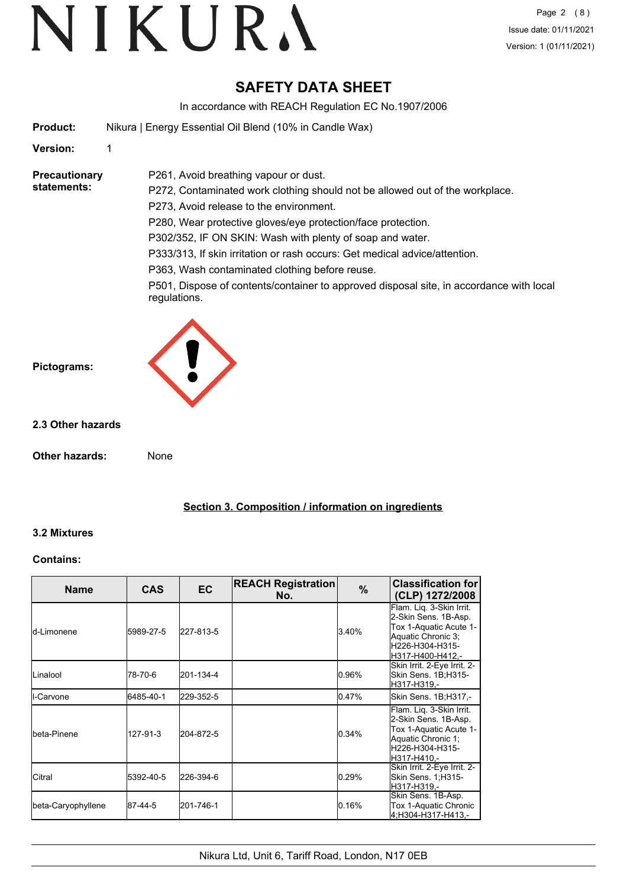# SAFETY DATA SHEET

In accordance with REACH Regulation EC No.1907/2006

**Product:** Nikura | Energy Essential Oil Blend (10% in Candle Wax)

**Version:** 1

**Precautionary statements:**

P261, Avoid breathing vapour or dust.

P272, Contaminated work clothing should not be allowed out of the workplace.

P273, Avoid release to the environment.

P280, Wear protective gloves/eye protection/face protection.

P302/352, IF ON SKIN: Wash with plenty of soap and water.

P333/313, If skin irritation or rash occurs: Get medical advice/attention.

P363, Wash contaminated clothing before reuse.

P501, Dispose of contents/container to approved disposal site, in accordance with local regulations.

**Pictograms:**

### 2.3 Other hazards

**Other hazards:** None

## Section 3. Composition / information on ingredients

### 3.2 Mixtures

**Contains:**

| Name | CAS | EC | REACH Registration No. | % | Classification for (CLP) 1272/2008 |
|---|---|---|---|---|---|
| d-Limonene | 5989-27-5 | 227-813-5 | | 3.40% | Flam. Liq. 3-Skin Irrit. 2-Skin Sens. 1B-Asp. Tox 1-Aquatic Acute 1-Aquatic Chronic 3;H226-H304-H315-H317-H400-H412,- |
| Linalool | 78-70-6 | 201-134-4 | | 0.96% | Skin Irrit. 2-Eye Irrit. 2-Skin Sens. 1B;H315-H317-H319,- |
| l-Carvone | 6485-40-1 | 229-352-5 | | 0.47% | Skin Sens. 1B;H317,- |
| beta-Pinene | 127-91-3 | 204-872-5 | | 0.34% | Flam. Liq. 3-Skin Irrit. 2-Skin Sens. 1B-Asp. Tox 1-Aquatic Acute 1-Aquatic Chronic 1;H226-H304-H315-H317-H410,- |
| Citral | 5392-40-5 | 226-394-6 | | 0.29% | Skin Irrit. 2-Eye Irrit. 2-Skin Sens. 1;H315-H317-H319,- |
| beta-Caryophyllene | 87-44-5 | 201-746-1 | | 0.16% | Skin Sens. 1B-Asp. Tox 1-Aquatic Chronic 4;H304-H317-H413,- |

Nikura Ltd, Unit 6, Tariff Road, London, N17 0EB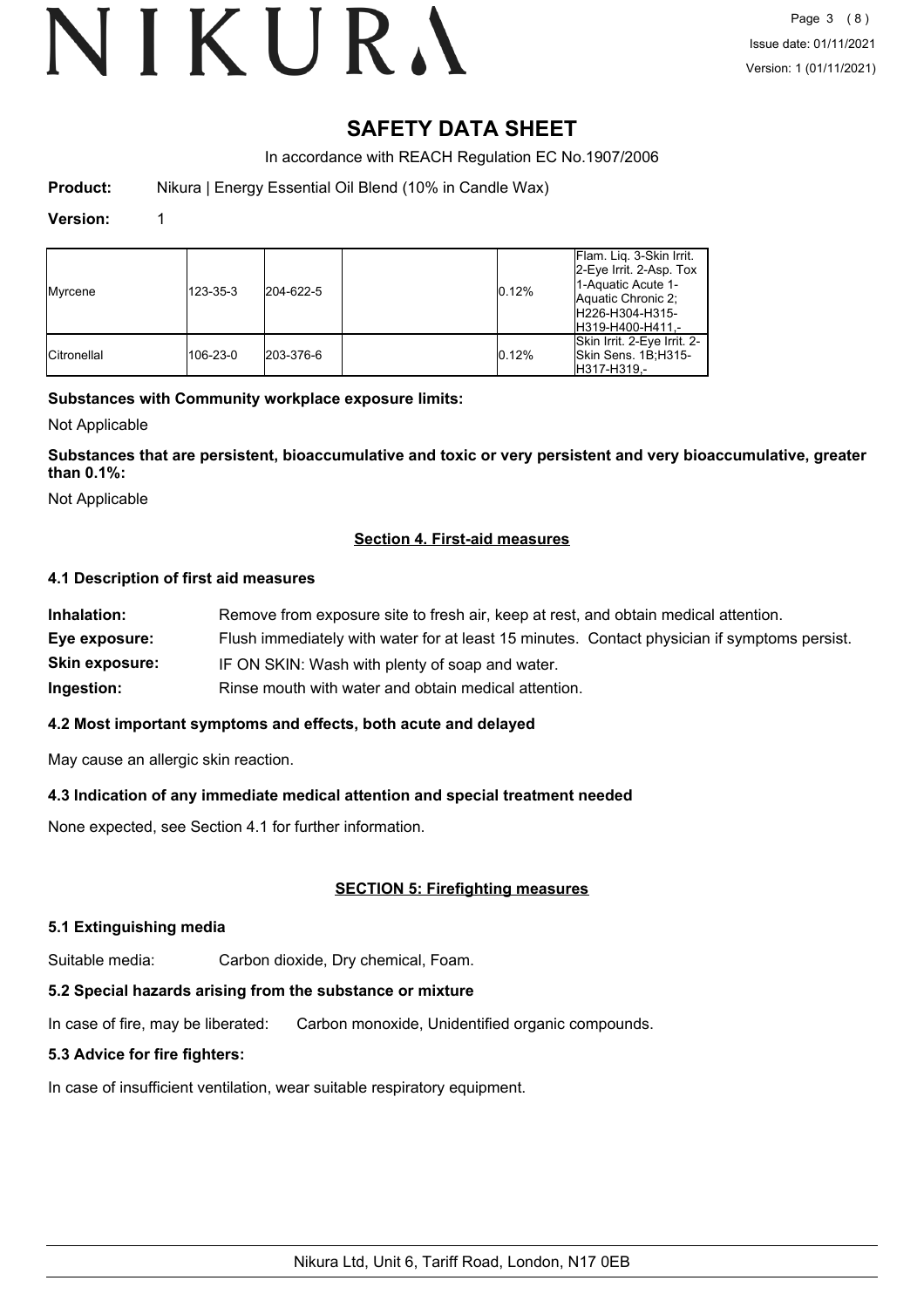# SAFETY DATA SHEET

In accordance with REACH Regulation EC No.1907/2006

**Product:** Nikura | Energy Essential Oil Blend (10% in Candle Wax)

**Version:** 1

| | | | | | |
|---|---|---|---|---|---|
| Myrcene | 123-35-3 | 204-622-5 | | 0.12% | Flam. Liq. 3-Skin Irrit. 2-Eye Irrit. 2-Asp. Tox 1-Aquatic Acute 1-Aquatic Chronic 2;H226-H304-H315-H319-H400-H411,- |
| Citronellal | 106-23-0 | 203-376-6 | | 0.12% | Skin Irrit. 2-Eye Irrit. 2-Skin Sens. 1B;H315-H317-H319,- |

**Substances with Community workplace exposure limits:**

Not Applicable

**Substances that are persistent, bioaccumulative and toxic or very persistent and very bioaccumulative, greater than 0.1%:**

Not Applicable

## Section 4. First-aid measures

### 4.1 Description of first aid measures

**Inhalation:** Remove from exposure site to fresh air, keep at rest, and obtain medical attention.

**Eye exposure:** Flush immediately with water for at least 15 minutes. Contact physician if symptoms persist.

**Skin exposure:** IF ON SKIN: Wash with plenty of soap and water.

**Ingestion:** Rinse mouth with water and obtain medical attention.

### 4.2 Most important symptoms and effects, both acute and delayed

May cause an allergic skin reaction.

### 4.3 Indication of any immediate medical attention and special treatment needed

None expected, see Section 4.1 for further information.

## SECTION 5: Firefighting measures

### 5.1 Extinguishing media

Suitable media: Carbon dioxide, Dry chemical, Foam.

### 5.2 Special hazards arising from the substance or mixture

In case of fire, may be liberated: Carbon monoxide, Unidentified organic compounds.

### 5.3 Advice for fire fighters:

In case of insufficient ventilation, wear suitable respiratory equipment.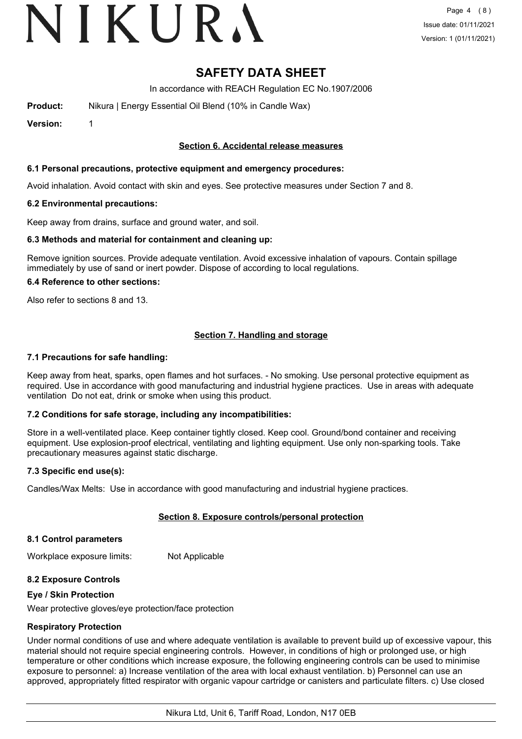# SAFETY DATA SHEET

In accordance with REACH Regulation EC No.1907/2006

**Product:** Nikura | Energy Essential Oil Blend (10% in Candle Wax)

**Version:** 1

## Section 6. Accidental release measures

### 6.1 Personal precautions, protective equipment and emergency procedures:

Avoid inhalation. Avoid contact with skin and eyes. See protective measures under Section 7 and 8.

### 6.2 Environmental precautions:

Keep away from drains, surface and ground water, and soil.

### 6.3 Methods and material for containment and cleaning up:

Remove ignition sources. Provide adequate ventilation. Avoid excessive inhalation of vapours. Contain spillage immediately by use of sand or inert powder. Dispose of according to local regulations.

### 6.4 Reference to other sections:

Also refer to sections 8 and 13.

## Section 7. Handling and storage

### 7.1 Precautions for safe handling:

Keep away from heat, sparks, open flames and hot surfaces. - No smoking. Use personal protective equipment as required. Use in accordance with good manufacturing and industrial hygiene practices. Use in areas with adequate ventilation Do not eat, drink or smoke when using this product.

### 7.2 Conditions for safe storage, including any incompatibilities:

Store in a well-ventilated place. Keep container tightly closed. Keep cool. Ground/bond container and receiving equipment. Use explosion-proof electrical, ventilating and lighting equipment. Use only non-sparking tools. Take precautionary measures against static discharge.

### 7.3 Specific end use(s):

Candles/Wax Melts: Use in accordance with good manufacturing and industrial hygiene practices.

## Section 8. Exposure controls/personal protection

### 8.1 Control parameters

Workplace exposure limits: Not Applicable

### 8.2 Exposure Controls

**Eye / Skin Protection**

Wear protective gloves/eye protection/face protection

**Respiratory Protection**

Under normal conditions of use and where adequate ventilation is available to prevent build up of excessive vapour, this material should not require special engineering controls. However, in conditions of high or prolonged use, or high temperature or other conditions which increase exposure, the following engineering controls can be used to minimise exposure to personnel: a) Increase ventilation of the area with local exhaust ventilation. b) Personnel can use an approved, appropriately fitted respirator with organic vapour cartridge or canisters and particulate filters. c) Use closed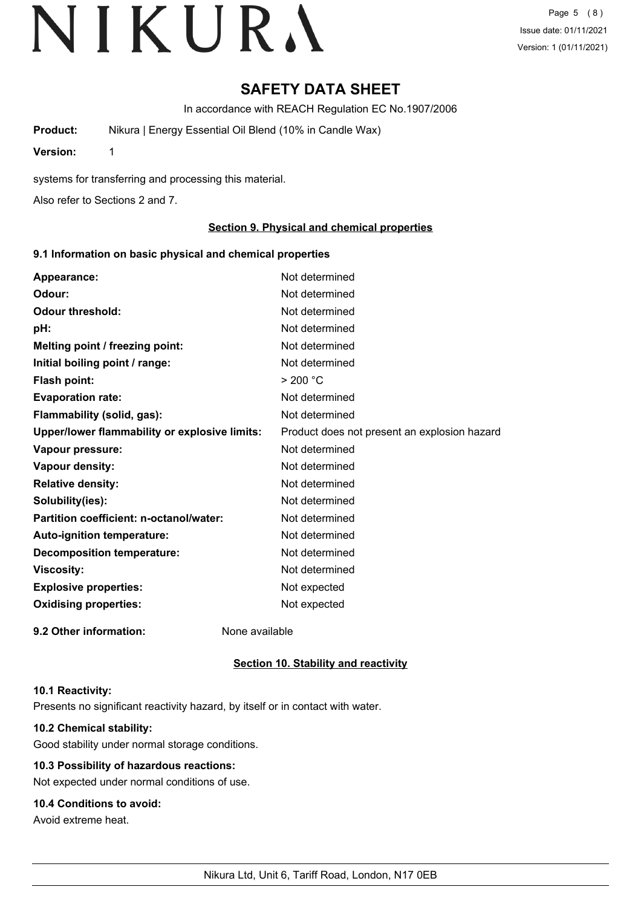# SAFETY DATA SHEET

In accordance with REACH Regulation EC No.1907/2006

**Product:** Nikura | Energy Essential Oil Blend (10% in Candle Wax)

**Version:** 1

systems for transferring and processing this material.

Also refer to Sections 2 and 7.

## Section 9. Physical and chemical properties

### 9.1 Information on basic physical and chemical properties

| | |
|---|---|
| **Appearance:** | Not determined |
| **Odour:** | Not determined |
| **Odour threshold:** | Not determined |
| **pH:** | Not determined |
| **Melting point / freezing point:** | Not determined |
| **Initial boiling point / range:** | Not determined |
| **Flash point:** | > 200 °C |
| **Evaporation rate:** | Not determined |
| **Flammability (solid, gas):** | Not determined |
| **Upper/lower flammability or explosive limits:** | Product does not present an explosion hazard |
| **Vapour pressure:** | Not determined |
| **Vapour density:** | Not determined |
| **Relative density:** | Not determined |
| **Solubility(ies):** | Not determined |
| **Partition coefficient: n-octanol/water:** | Not determined |
| **Auto-ignition temperature:** | Not determined |
| **Decomposition temperature:** | Not determined |
| **Viscosity:** | Not determined |
| **Explosive properties:** | Not expected |
| **Oxidising properties:** | Not expected |

**9.2 Other information:** None available

## Section 10. Stability and reactivity

### 10.1 Reactivity:

Presents no significant reactivity hazard, by itself or in contact with water.

### 10.2 Chemical stability:

Good stability under normal storage conditions.

### 10.3 Possibility of hazardous reactions:

Not expected under normal conditions of use.

### 10.4 Conditions to avoid:

Avoid extreme heat.

Nikura Ltd, Unit 6, Tariff Road, London, N17 0EB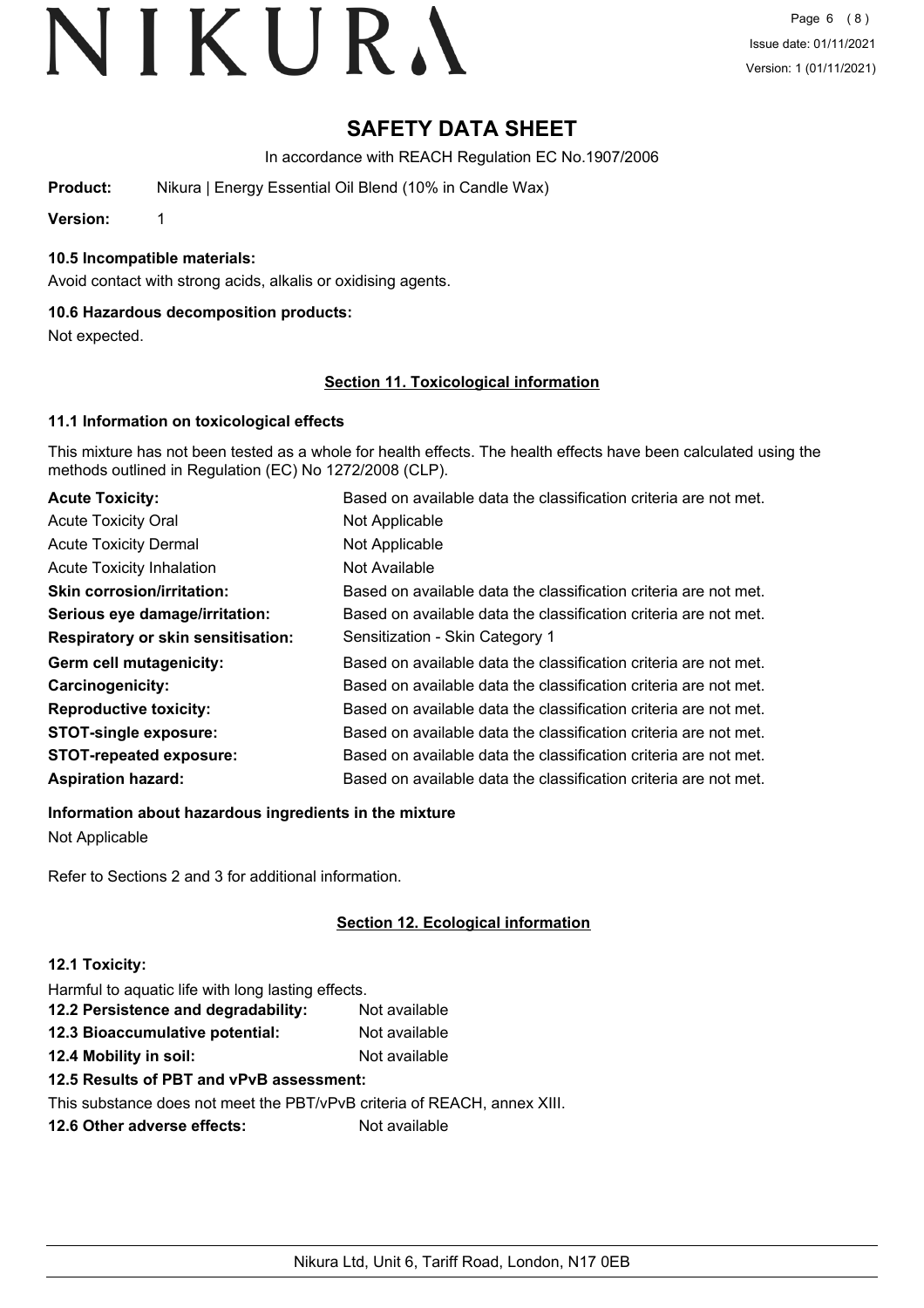# SAFETY DATA SHEET

In accordance with REACH Regulation EC No.1907/2006

**Product:** Nikura | Energy Essential Oil Blend (10% in Candle Wax)

**Version:** 1

### 10.5 Incompatible materials:

Avoid contact with strong acids, alkalis or oxidising agents.

### 10.6 Hazardous decomposition products:

Not expected.

## Section 11. Toxicological information

### 11.1 Information on toxicological effects

This mixture has not been tested as a whole for health effects. The health effects have been calculated using the methods outlined in Regulation (EC) No 1272/2008 (CLP).

| | |
|---|---|
| **Acute Toxicity:** | Based on available data the classification criteria are not met. |
| Acute Toxicity Oral | Not Applicable |
| Acute Toxicity Dermal | Not Applicable |
| Acute Toxicity Inhalation | Not Available |
| **Skin corrosion/irritation:** | Based on available data the classification criteria are not met. |
| **Serious eye damage/irritation:** | Based on available data the classification criteria are not met. |
| **Respiratory or skin sensitisation:** | Sensitization - Skin Category 1 |
| **Germ cell mutagenicity:** | Based on available data the classification criteria are not met. |
| **Carcinogenicity:** | Based on available data the classification criteria are not met. |
| **Reproductive toxicity:** | Based on available data the classification criteria are not met. |
| **STOT-single exposure:** | Based on available data the classification criteria are not met. |
| **STOT-repeated exposure:** | Based on available data the classification criteria are not met. |
| **Aspiration hazard:** | Based on available data the classification criteria are not met. |

**Information about hazardous ingredients in the mixture**

Not Applicable

Refer to Sections 2 and 3 for additional information.

## Section 12. Ecological information

### 12.1 Toxicity:

Harmful to aquatic life with long lasting effects.

| | |
|---|---|
| **12.2 Persistence and degradability:** | Not available |
| **12.3 Bioaccumulative potential:** | Not available |
| **12.4 Mobility in soil:** | Not available |

### 12.5 Results of PBT and vPvB assessment:

This substance does not meet the PBT/vPvB criteria of REACH, annex XIII.

**12.6 Other adverse effects:** Not available

Nikura Ltd, Unit 6, Tariff Road, London, N17 0EB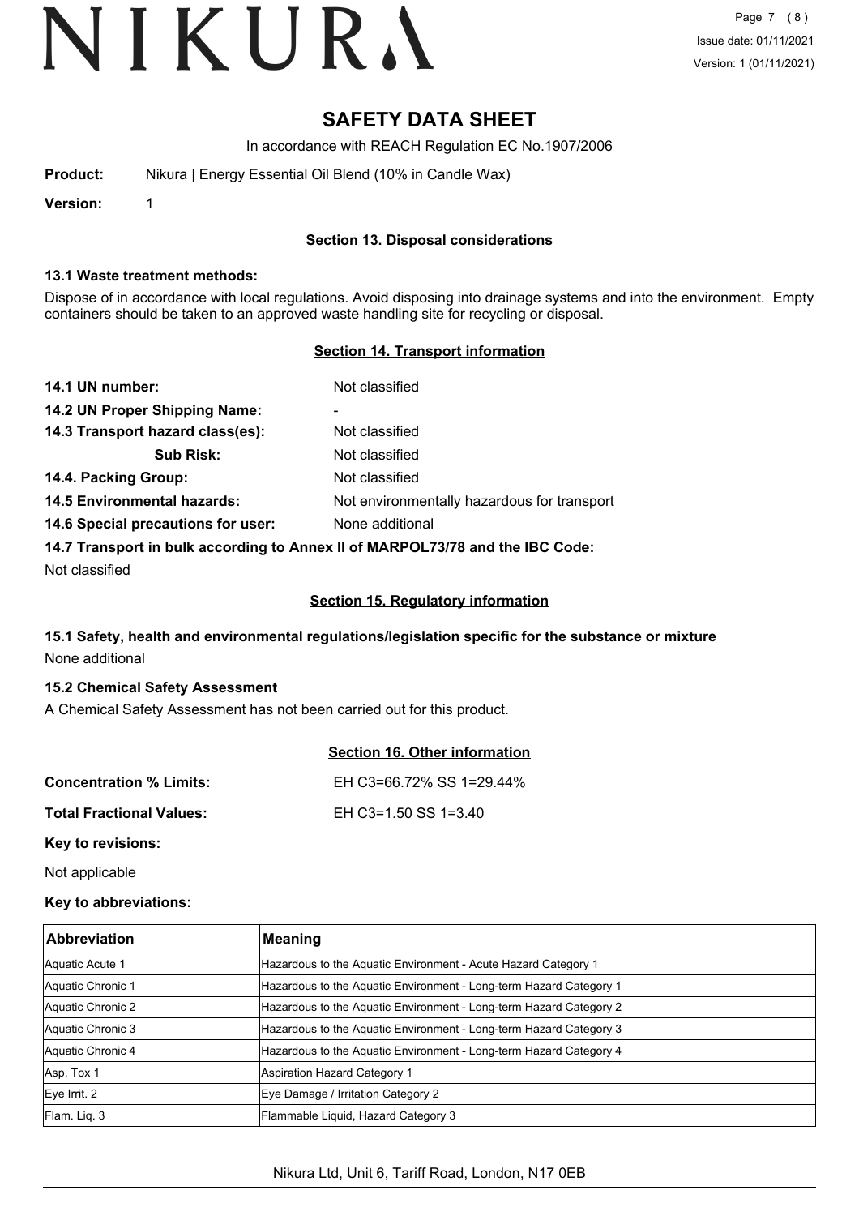# SAFETY DATA SHEET

In accordance with REACH Regulation EC No.1907/2006

**Product:** Nikura | Energy Essential Oil Blend (10% in Candle Wax)

**Version:** 1

## Section 13. Disposal considerations

### 13.1 Waste treatment methods:

Dispose of in accordance with local regulations. Avoid disposing into drainage systems and into the environment. Empty containers should be taken to an approved waste handling site for recycling or disposal.

## Section 14. Transport information

**14.1 UN number:** Not classified

**14.2 UN Proper Shipping Name:** -

**14.3 Transport hazard class(es):** Not classified

**Sub Risk:** Not classified

**14.4. Packing Group:** Not classified

**14.5 Environmental hazards:** Not environmentally hazardous for transport

**14.6 Special precautions for user:** None additional

**14.7 Transport in bulk according to Annex II of MARPOL73/78 and the IBC Code:**

Not classified

## Section 15. Regulatory information

### 15.1 Safety, health and environmental regulations/legislation specific for the substance or mixture

None additional

### 15.2 Chemical Safety Assessment

A Chemical Safety Assessment has not been carried out for this product.

## Section 16. Other information

**Concentration % Limits:** EH C3=66.72% SS 1=29.44%

**Total Fractional Values:** EH C3=1.50 SS 1=3.40

**Key to revisions:**

Not applicable

**Key to abbreviations:**

| Abbreviation | Meaning |
|---|---|
| Aquatic Acute 1 | Hazardous to the Aquatic Environment - Acute Hazard Category 1 |
| Aquatic Chronic 1 | Hazardous to the Aquatic Environment - Long-term Hazard Category 1 |
| Aquatic Chronic 2 | Hazardous to the Aquatic Environment - Long-term Hazard Category 2 |
| Aquatic Chronic 3 | Hazardous to the Aquatic Environment - Long-term Hazard Category 3 |
| Aquatic Chronic 4 | Hazardous to the Aquatic Environment - Long-term Hazard Category 4 |
| Asp. Tox 1 | Aspiration Hazard Category 1 |
| Eye Irrit. 2 | Eye Damage / Irritation Category 2 |
| Flam. Liq. 3 | Flammable Liquid, Hazard Category 3 |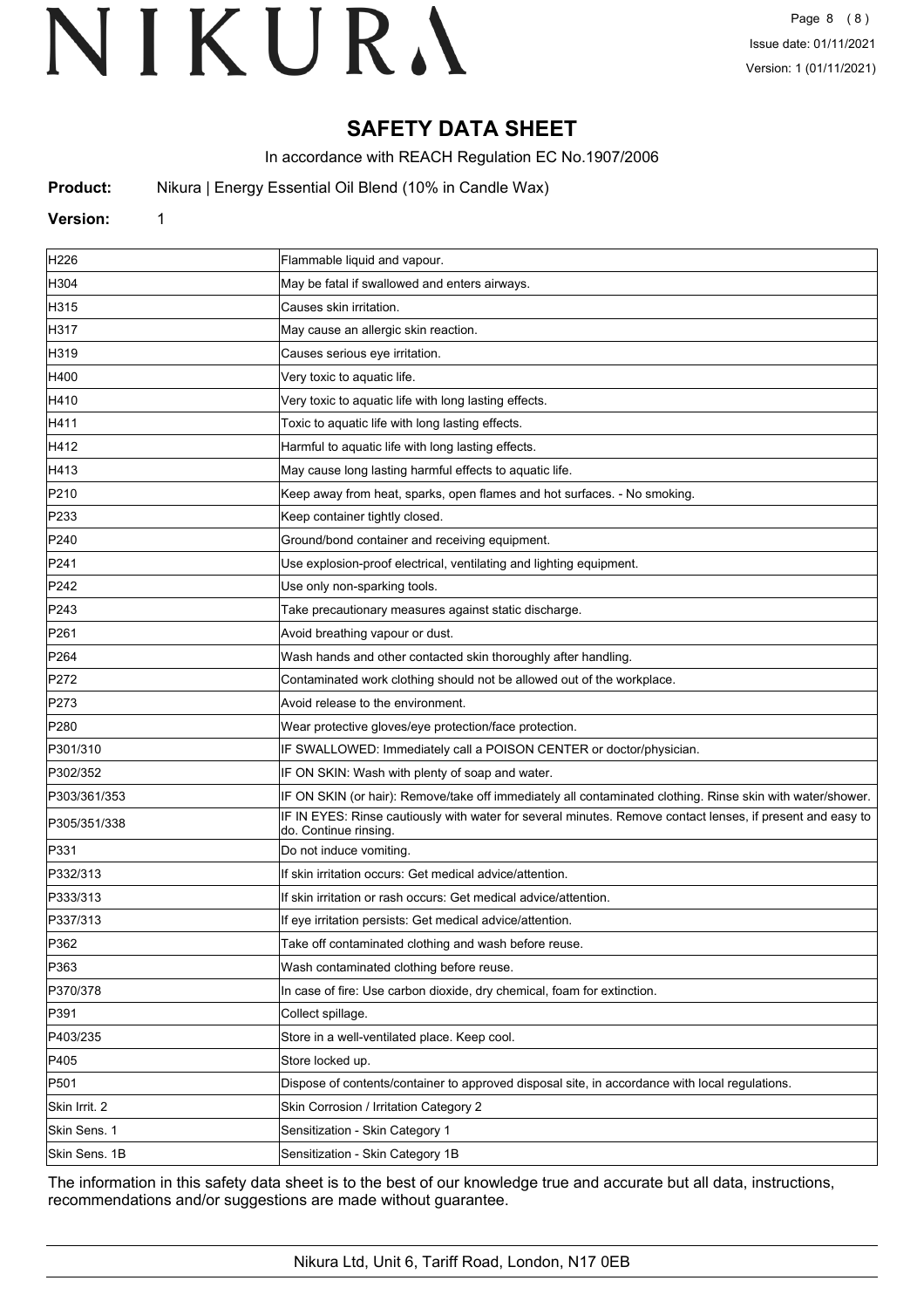# SAFETY DATA SHEET

In accordance with REACH Regulation EC No.1907/2006

**Product:** Nikura | Energy Essential Oil Blend (10% in Candle Wax)

**Version:** 1

| | |
|---|---|
| H226 | Flammable liquid and vapour. |
| H304 | May be fatal if swallowed and enters airways. |
| H315 | Causes skin irritation. |
| H317 | May cause an allergic skin reaction. |
| H319 | Causes serious eye irritation. |
| H400 | Very toxic to aquatic life. |
| H410 | Very toxic to aquatic life with long lasting effects. |
| H411 | Toxic to aquatic life with long lasting effects. |
| H412 | Harmful to aquatic life with long lasting effects. |
| H413 | May cause long lasting harmful effects to aquatic life. |
| P210 | Keep away from heat, sparks, open flames and hot surfaces. - No smoking. |
| P233 | Keep container tightly closed. |
| P240 | Ground/bond container and receiving equipment. |
| P241 | Use explosion-proof electrical, ventilating and lighting equipment. |
| P242 | Use only non-sparking tools. |
| P243 | Take precautionary measures against static discharge. |
| P261 | Avoid breathing vapour or dust. |
| P264 | Wash hands and other contacted skin thoroughly after handling. |
| P272 | Contaminated work clothing should not be allowed out of the workplace. |
| P273 | Avoid release to the environment. |
| P280 | Wear protective gloves/eye protection/face protection. |
| P301/310 | IF SWALLOWED: Immediately call a POISON CENTER or doctor/physician. |
| P302/352 | IF ON SKIN: Wash with plenty of soap and water. |
| P303/361/353 | IF ON SKIN (or hair): Remove/take off immediately all contaminated clothing. Rinse skin with water/shower. |
| P305/351/338 | IF IN EYES: Rinse cautiously with water for several minutes. Remove contact lenses, if present and easy to do. Continue rinsing. |
| P331 | Do not induce vomiting. |
| P332/313 | If skin irritation occurs: Get medical advice/attention. |
| P333/313 | If skin irritation or rash occurs: Get medical advice/attention. |
| P337/313 | If eye irritation persists: Get medical advice/attention. |
| P362 | Take off contaminated clothing and wash before reuse. |
| P363 | Wash contaminated clothing before reuse. |
| P370/378 | In case of fire: Use carbon dioxide, dry chemical, foam for extinction. |
| P391 | Collect spillage. |
| P403/235 | Store in a well-ventilated place. Keep cool. |
| P405 | Store locked up. |
| P501 | Dispose of contents/container to approved disposal site, in accordance with local regulations. |
| Skin Irrit. 2 | Skin Corrosion / Irritation Category 2 |
| Skin Sens. 1 | Sensitization - Skin Category 1 |
| Skin Sens. 1B | Sensitization - Skin Category 1B |

The information in this safety data sheet is to the best of our knowledge true and accurate but all data, instructions, recommendations and/or suggestions are made without guarantee.

Nikura Ltd, Unit 6, Tariff Road, London, N17 0EB